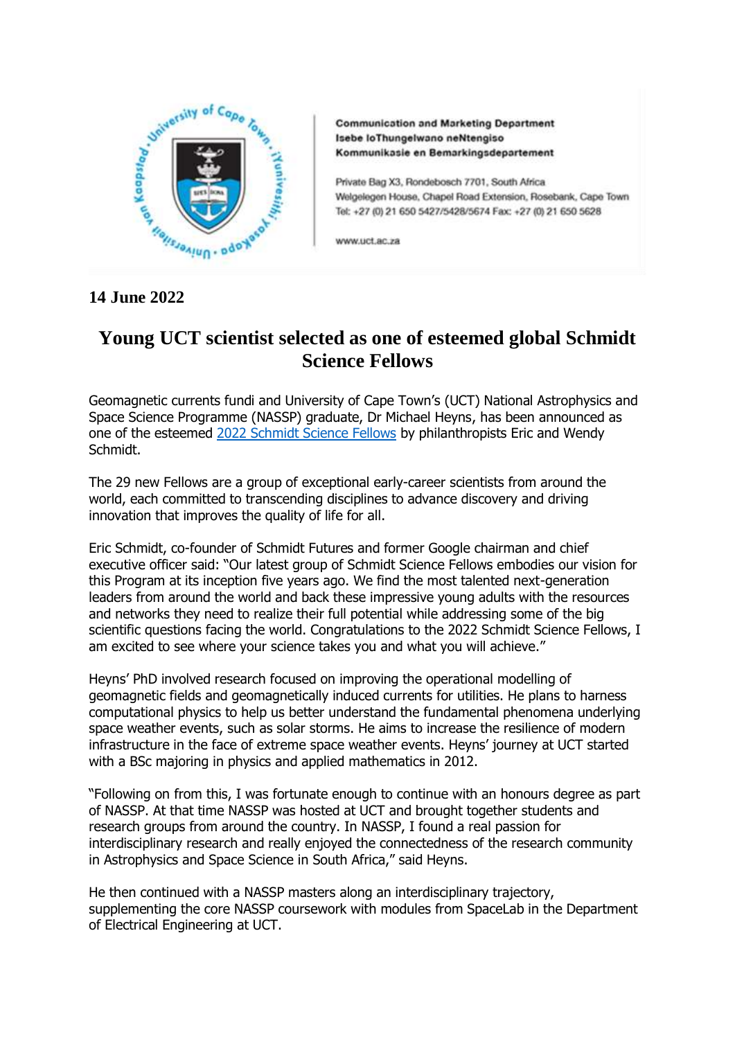**Communication and Marketing Department**
**Isebe loThungelwano neNtengiso**
**Kommunikasie en Bemarkingsdepartement**

Private Bag X3, Rondebosch 7701, South Africa
Welgelegen House, Chapel Road Extension, Rosebank, Cape Town
Tel: +27 (0) 21 650 5427/5428/5674 Fax: +27 (0) 21 650 5628

www.uct.ac.za

**14 June 2022**

# Young UCT scientist selected as one of esteemed global Schmidt Science Fellows

Geomagnetic currents fundi and University of Cape Town's (UCT) National Astrophysics and Space Science Programme (NASSP) graduate, Dr Michael Heyns, has been announced as one of the esteemed 2022 Schmidt Science Fellows by philanthropists Eric and Wendy Schmidt.

The 29 new Fellows are a group of exceptional early-career scientists from around the world, each committed to transcending disciplines to advance discovery and driving innovation that improves the quality of life for all.

Eric Schmidt, co-founder of Schmidt Futures and former Google chairman and chief executive officer said: "Our latest group of Schmidt Science Fellows embodies our vision for this Program at its inception five years ago. We find the most talented next-generation leaders from around the world and back these impressive young adults with the resources and networks they need to realize their full potential while addressing some of the big scientific questions facing the world. Congratulations to the 2022 Schmidt Science Fellows, I am excited to see where your science takes you and what you will achieve."

Heyns' PhD involved research focused on improving the operational modelling of geomagnetic fields and geomagnetically induced currents for utilities. He plans to harness computational physics to help us better understand the fundamental phenomena underlying space weather events, such as solar storms. He aims to increase the resilience of modern infrastructure in the face of extreme space weather events. Heyns' journey at UCT started with a BSc majoring in physics and applied mathematics in 2012.

"Following on from this, I was fortunate enough to continue with an honours degree as part of NASSP. At that time NASSP was hosted at UCT and brought together students and research groups from around the country. In NASSP, I found a real passion for interdisciplinary research and really enjoyed the connectedness of the research community in Astrophysics and Space Science in South Africa," said Heyns.

He then continued with a NASSP masters along an interdisciplinary trajectory, supplementing the core NASSP coursework with modules from SpaceLab in the Department of Electrical Engineering at UCT.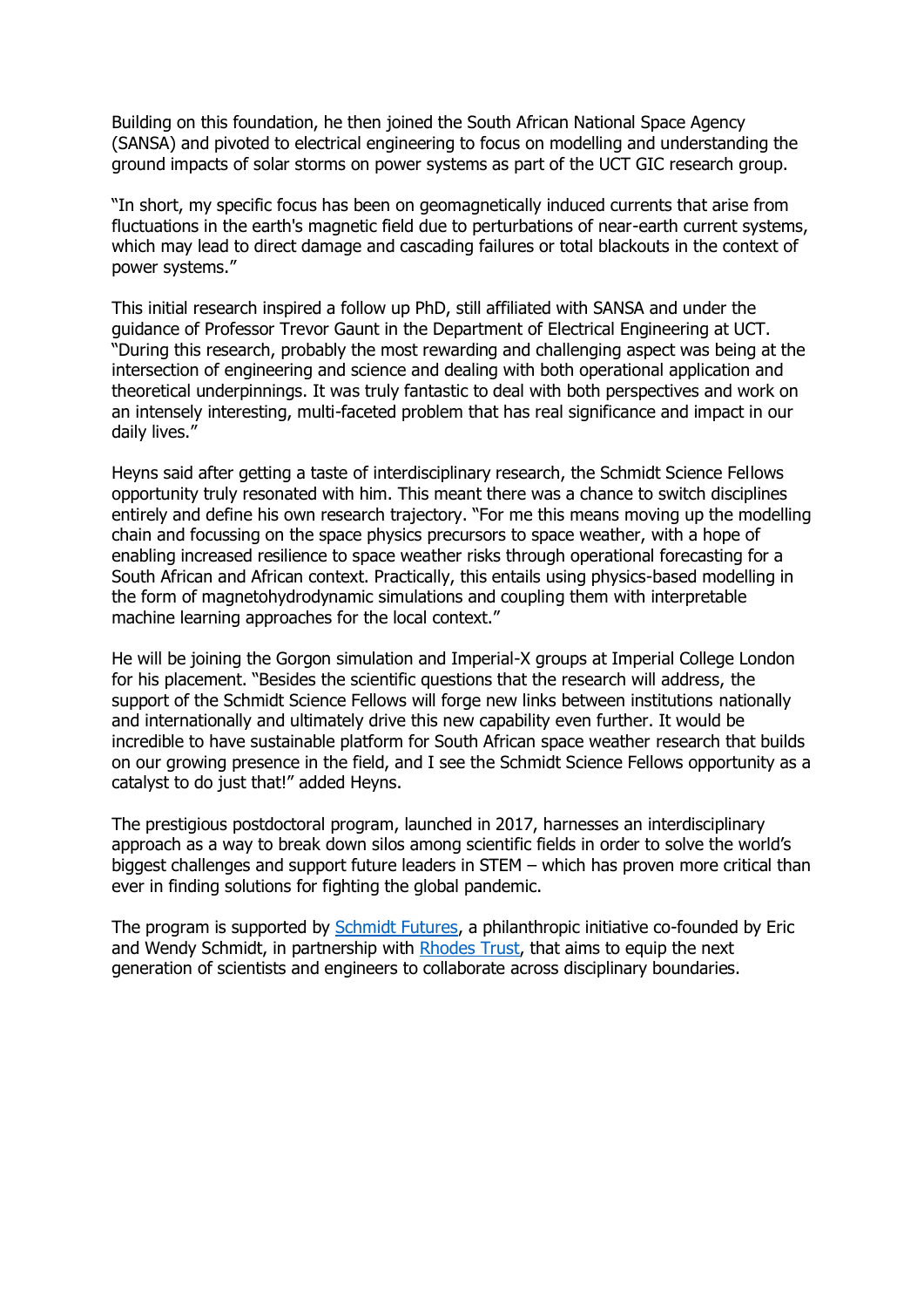Building on this foundation, he then joined the South African National Space Agency (SANSA) and pivoted to electrical engineering to focus on modelling and understanding the ground impacts of solar storms on power systems as part of the UCT GIC research group.

"In short, my specific focus has been on geomagnetically induced currents that arise from fluctuations in the earth's magnetic field due to perturbations of near-earth current systems, which may lead to direct damage and cascading failures or total blackouts in the context of power systems."

This initial research inspired a follow up PhD, still affiliated with SANSA and under the guidance of Professor Trevor Gaunt in the Department of Electrical Engineering at UCT. "During this research, probably the most rewarding and challenging aspect was being at the intersection of engineering and science and dealing with both operational application and theoretical underpinnings. It was truly fantastic to deal with both perspectives and work on an intensely interesting, multi-faceted problem that has real significance and impact in our daily lives."

Heyns said after getting a taste of interdisciplinary research, the Schmidt Science Fellows opportunity truly resonated with him. This meant there was a chance to switch disciplines entirely and define his own research trajectory. "For me this means moving up the modelling chain and focussing on the space physics precursors to space weather, with a hope of enabling increased resilience to space weather risks through operational forecasting for a South African and African context. Practically, this entails using physics-based modelling in the form of magnetohydrodynamic simulations and coupling them with interpretable machine learning approaches for the local context."

He will be joining the Gorgon simulation and Imperial-X groups at Imperial College London for his placement. "Besides the scientific questions that the research will address, the support of the Schmidt Science Fellows will forge new links between institutions nationally and internationally and ultimately drive this new capability even further. It would be incredible to have sustainable platform for South African space weather research that builds on our growing presence in the field, and I see the Schmidt Science Fellows opportunity as a catalyst to do just that!" added Heyns.

The prestigious postdoctoral program, launched in 2017, harnesses an interdisciplinary approach as a way to break down silos among scientific fields in order to solve the world's biggest challenges and support future leaders in STEM – which has proven more critical than ever in finding solutions for fighting the global pandemic.

The program is supported by [Schmidt Futures](), a philanthropic initiative co-founded by Eric and Wendy Schmidt, in partnership with [Rhodes Trust](), that aims to equip the next generation of scientists and engineers to collaborate across disciplinary boundaries.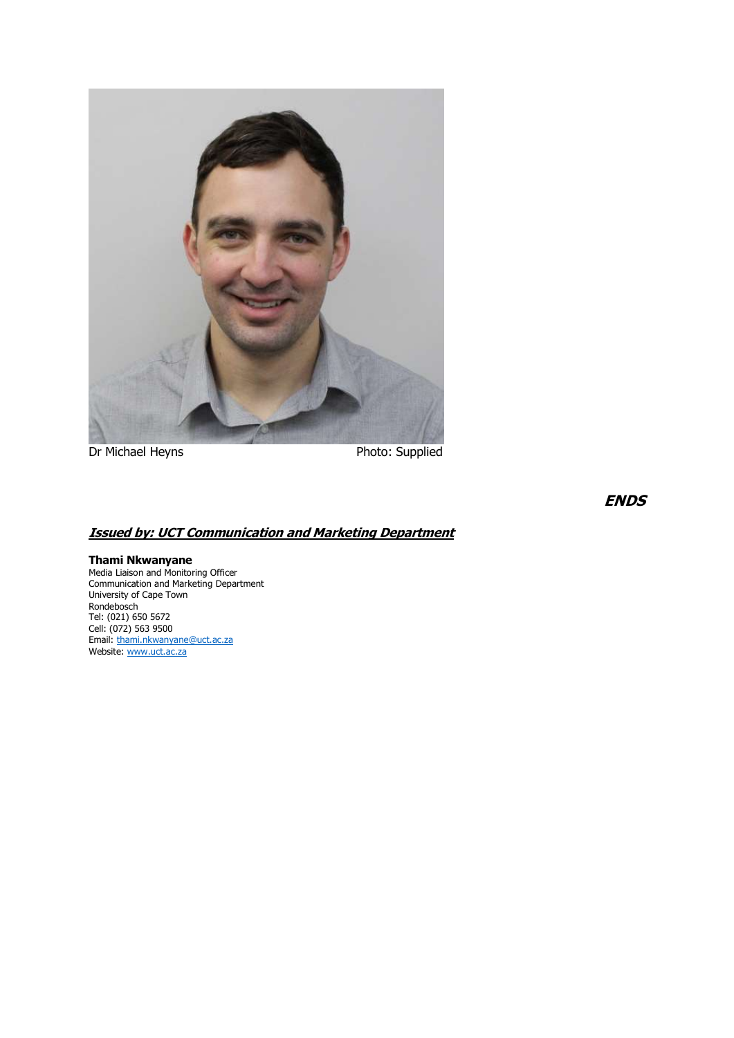Dr Michael Heyns Photo: Supplied

***ENDS***

***Issued by: UCT Communication and Marketing Department***

**Thami Nkwanyane**
Media Liaison and Monitoring Officer
Communication and Marketing Department
University of Cape Town
Rondebosch
Tel: (021) 650 5672
Cell: (072) 563 9500
Email: thami.nkwanyane@uct.ac.za
Website: www.uct.ac.za